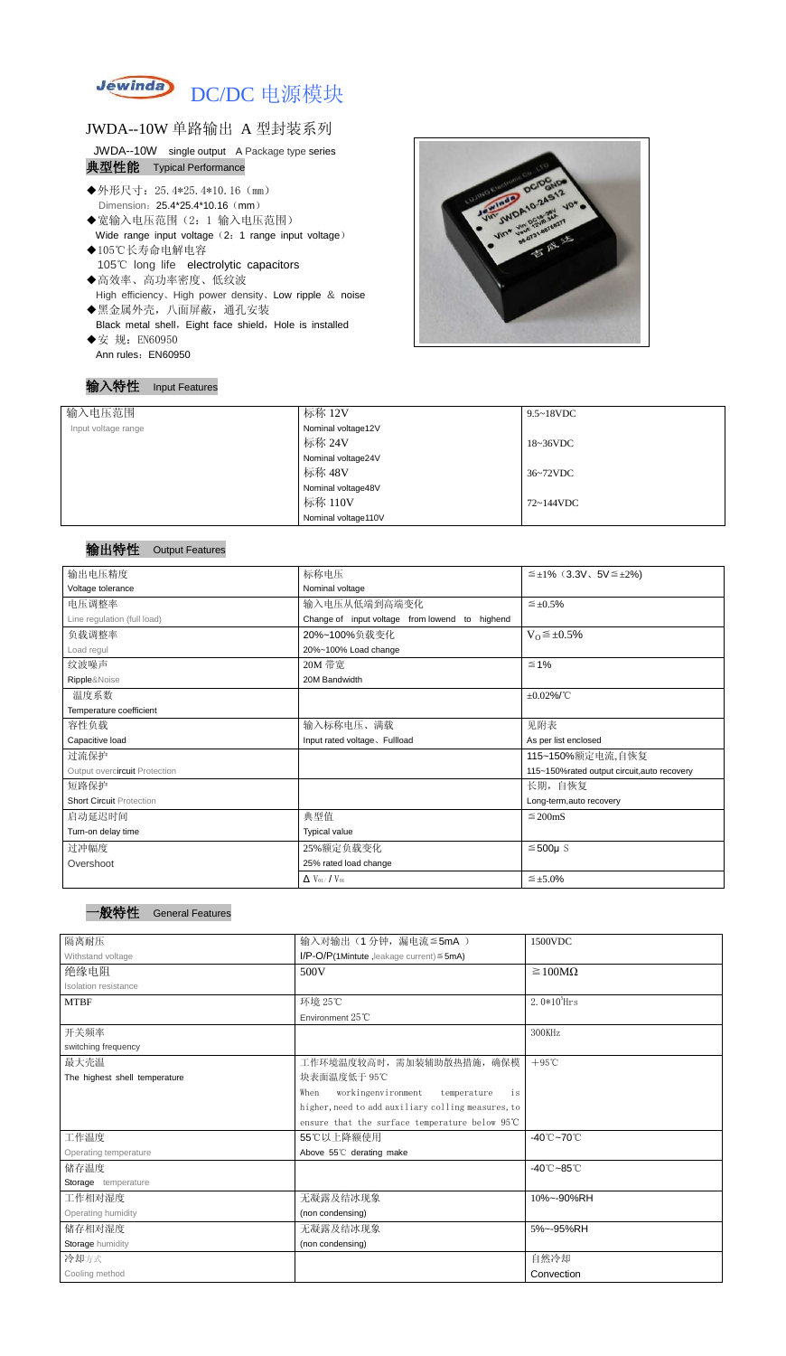# Jewinda DC/DC 电源模块

## JWDA--10W 单路输出 A 型封装系列

JWDA--10W single output A Package type series

### 典型性能 Typical Performance

- ◆外形尺寸：25.4*25.4*10.16（mm）
  Dimension：25.4*25.4*10.16（mm）
- ◆宽输入电压范围（2：1 输入电压范围）
  Wide range input voltage（2：1 range input voltage）
- ◆105℃长寿命电解电容
  105℃ long life electrolytic capacitors
- ◆高效率、高功率密度、低纹波
  High efficiency、High power density、Low ripple & noise
- ◆黑金属外壳，八面屏蔽，通孔安装
  Black metal shell，Eight face shield，Hole is installed
- ◆安 规：EN60950
  Ann rules：EN60950

### 输入特性 Input Features

| 输入电压范围 Input voltage range | 标称 12V Nominal voltage12V | 9.5~18VDC |
|---|---|---|
| | 标称 24V Nominal voltage24V | 18~36VDC |
| | 标称 48V Nominal voltage48V | 36~72VDC |
| | 标称 110V Nominal voltage110V | 72~144VDC |

### 输出特性 Output Features

| 项目 | 条件 | 值 |
|---|---|---|
| 输出电压精度 Voltage tolerance | 标称电压 Nominal voltage | ≦±1%（3.3V、5V≦±2%) |
| 电压调整率 Line regulation (full load) | 输入电压从低端到高端变化 Change of input voltage from lowend to highend | ≦±0.5% |
| 负载调整率 Load regul | 20%~100%负载变化 20%~100% Load change | $V_O$≦±0.5% |
| 纹波噪声 Ripple&Noise | 20M 带宽 20M Bandwidth | ≦1% |
| 温度系数 Temperature coefficient | | ±0.02%/℃ |
| 容性负载 Capacitive load | 输入标称电压、满载 Input rated voltage、Fullload | 见附表 As per list enclosed |
| 过流保护 Output overcircuit Protection | | 115~150%额定电流,自恢复 115~150%rated output circuit,auto recovery |
| 短路保护 Short Circuit Protection | | 长期，自恢复 Long-term,auto recovery |
| 启动延迟时间 Turn-on delay time | 典型值 Typical value | ≦200mS |
| 过冲幅度 Overshoot | 25%额定负载变化 25% rated load change | ≦500μS |
| | $\Delta V_{01}/V_{01}$ | ≦±5.0% |

### 一般特性 General Features

| 项目 | 条件 | 值 |
|---|---|---|
| 隔离耐压 Withstand voltage | 输入对输出（1 分钟，漏电流≦5mA） I/P-O/P(1Mintute ,leakage current)≦5mA) | 1500VDC |
| 绝缘电阻 Isolation resistance | 500V | ≧100MΩ |
| MTBF | 环境 25℃ Environment 25℃ | $2.0*10^5$Hrs |
| 开关频率 switching frequency | | 300KHz |
| 最大壳温 The highest shell temperature | 工作环境温度较高时，需加装辅助散热措施，确保模块表面温度低于 95℃ When workingenvironment temperature is higher, need to add auxiliary colling measures, to ensure that the surface temperature below 95℃ | +95℃ |
| 工作温度 Operating temperature | 55℃以上降额使用 Above 55℃ derating make | -40℃~70℃ |
| 储存温度 Storage temperature | | -40℃~85℃ |
| 工作相对湿度 Operating humidity | 无凝露及结冰现象 (non condensing) | 10%~-90%RH |
| 储存相对湿度 Storage humidity | 无凝露及结冰现象 (non condensing) | 5%~-95%RH |
| 冷却方式 Cooling method | | 自然冷却 Convection |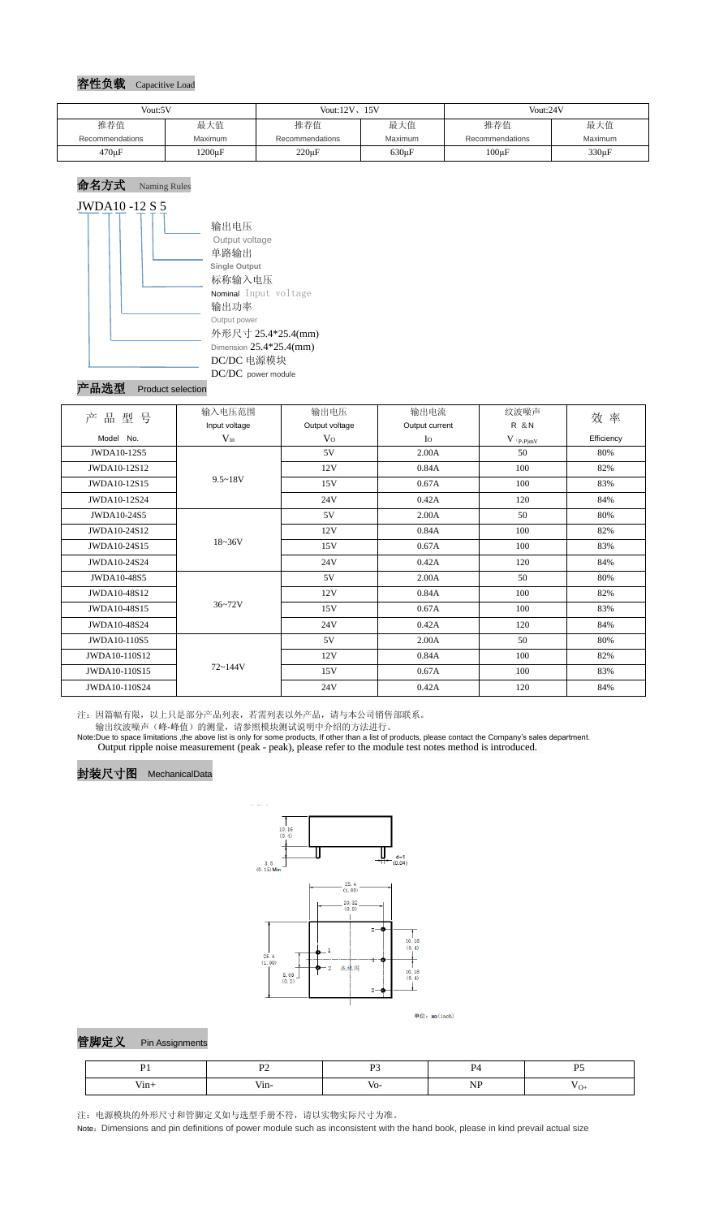## 容性负载 Capacitive Load

| Vout:5V | | Vout:12V、15V | | Vout:24V | |
|---|---|---|---|---|---|
| 推荐值 Recommendations | 最大值 Maximum | 推荐值 Recommendations | 最大值 Maximum | 推荐值 Recommendations | 最大值 Maximum |
| 470μF | 1200μF | 220μF | 630μF | 100μF | 330μF |

## 命名方式 Naming Rules

JWDA10 -12 S 5

- 输出电压 Output voltage
- 单路输出 Single Output
- 标称输入电压 Nominal Input voltage
- 输出功率 Output power
- 外形尺寸 25.4*25.4(mm) Dimension 25.4*25.4(mm)
- DC/DC 电源模块 DC/DC power module

## 产品选型 Product selection

| 产品型号 Model No. | 输入电压范围 Input voltage $V_{in}$ | 输出电压 Output voltage $V_O$ | 输出电流 Output current $I_O$ | 纹波噪声 R & N $V_{(P-P)mV}$ | 效率 Efficiency |
|---|---|---|---|---|---|
| JWDA10-12S5 | 9.5~18V | 5V | 2.00A | 50 | 80% |
| JWDA10-12S12 | | 12V | 0.84A | 100 | 82% |
| JWDA10-12S15 | | 15V | 0.67A | 100 | 83% |
| JWDA10-12S24 | | 24V | 0.42A | 120 | 84% |
| JWDA10-24S5 | 18~36V | 5V | 2.00A | 50 | 80% |
| JWDA10-24S12 | | 12V | 0.84A | 100 | 82% |
| JWDA10-24S15 | | 15V | 0.67A | 100 | 83% |
| JWDA10-24S24 | | 24V | 0.42A | 120 | 84% |
| JWDA10-48S5 | 36~72V | 5V | 2.00A | 50 | 80% |
| JWDA10-48S12 | | 12V | 0.84A | 100 | 82% |
| JWDA10-48S15 | | 15V | 0.67A | 100 | 83% |
| JWDA10-48S24 | | 24V | 0.42A | 120 | 84% |
| JWDA10-110S5 | 72~144V | 5V | 2.00A | 50 | 80% |
| JWDA10-110S12 | | 12V | 0.84A | 100 | 82% |
| JWDA10-110S15 | | 15V | 0.67A | 100 | 83% |
| JWDA10-110S24 | | 24V | 0.42A | 120 | 84% |

注：因篇幅有限，以上只是部分产品列表，若需列表以外产品，请与本公司销售部联系。
输出纹波噪声（峰-峰值）的测量，请参照模块测试说明中介绍的方法进行。

Note:Due to space limitations ,the above list is only for some products, If other than a list of products, please contact the Company's sales department.
Output ripple noise measurement (peak - peak), please refer to the module test notes method is introduced.

## 封装尺寸图 MechanicalData

10.16 (0.4)
3.8 (0.15) Min
d=1 (0.04)
25.4 (1.00)
20.32 (0.8)
25.4 (1.00)
5.08 (0.2)
10.16 (0.4)
10.16 (0.4)
底视图
单位：mm(inch)

## 管脚定义 Pin Assignments

| P1 | P2 | P3 | P4 | P5 |
|---|---|---|---|---|
| Vin+ | Vin- | Vo- | NP | $V_{O+}$ |

注：电源模块的外形尺寸和管脚定义如与选型手册不符，请以实物实际尺寸为准。

Note：Dimensions and pin definitions of power module such as inconsistent with the hand book, please in kind prevail actual size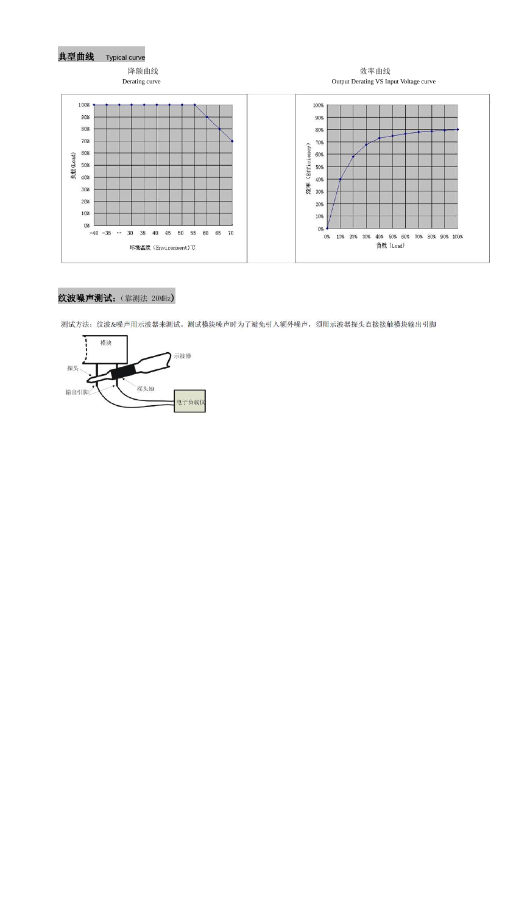## 典型曲线 Typical curve

降额曲线

Derating curve

100%
90%
80%
70%
60%
50%
40%
30%
20%
10%
0%

负载(Load)

-40 -35 … 30 35 40 45 50 55 60 65 70

环境温度 (Enviroment)℃

效率曲线

Output Derating VS Input Voltage curve

100%
90%
80%
70%
60%
50%
40%
30%
20%
10%
0%

效率 (Efficiency)

0% 10% 20% 30% 40% 50% 60% 70% 80% 90% 100%

负载 (Load)

## 纹波噪声测试：（靠测法 20MHz）

测试方法：纹波&噪声用示波器来测试。测试模块噪声时为了避免引入额外噪声，须用示波器探头直接接触模块输出引脚

模块

示波器

探头

探头地

输出引脚

电子负载仪